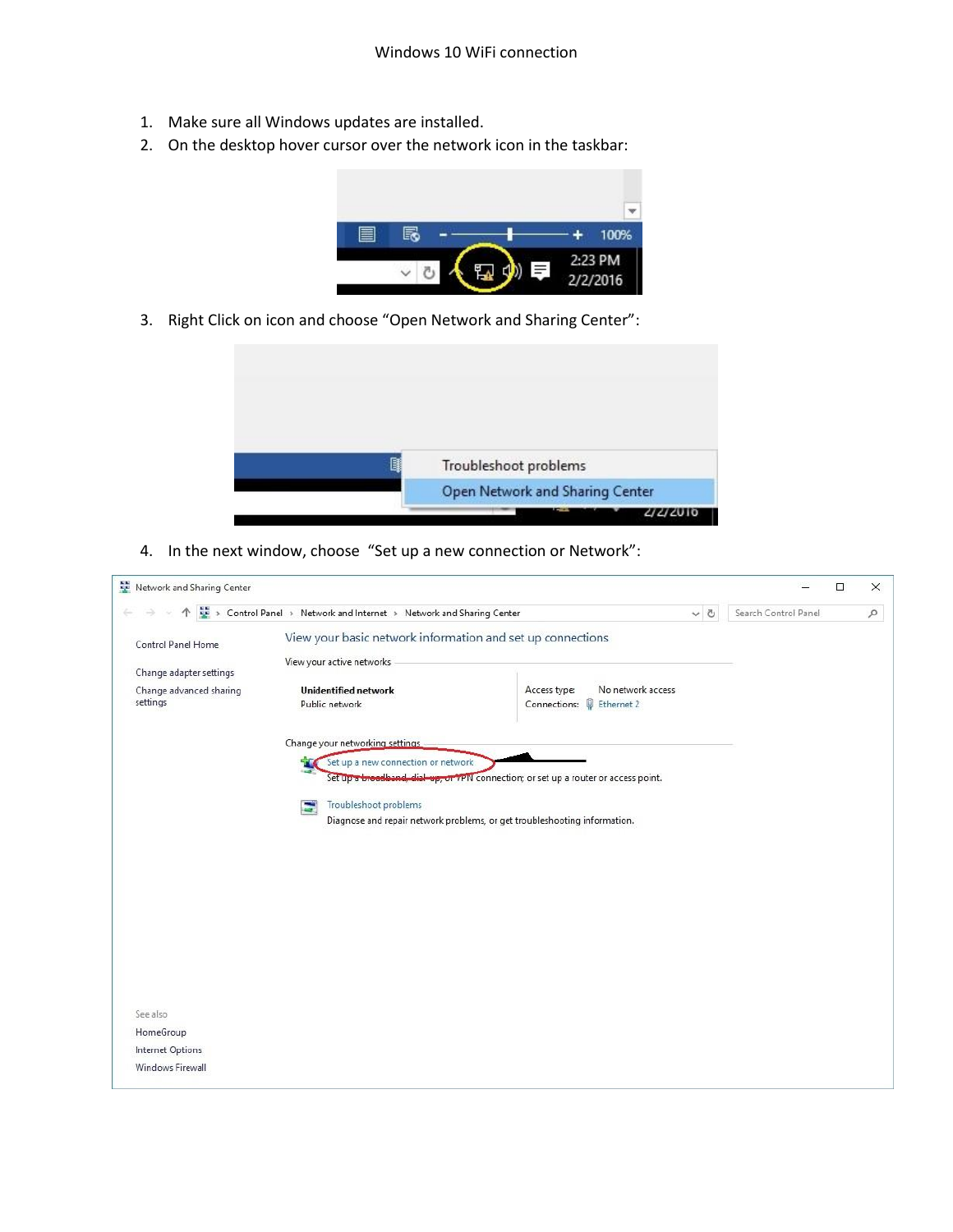# Windows 10 WiFi connection

1. Make sure all Windows updates are installed.
2. On the desktop hover cursor over the network icon in the taskbar:
3. Right Click on icon and choose "Open Network and Sharing Center":
4. In the next window, choose "Set up a new connection or Network":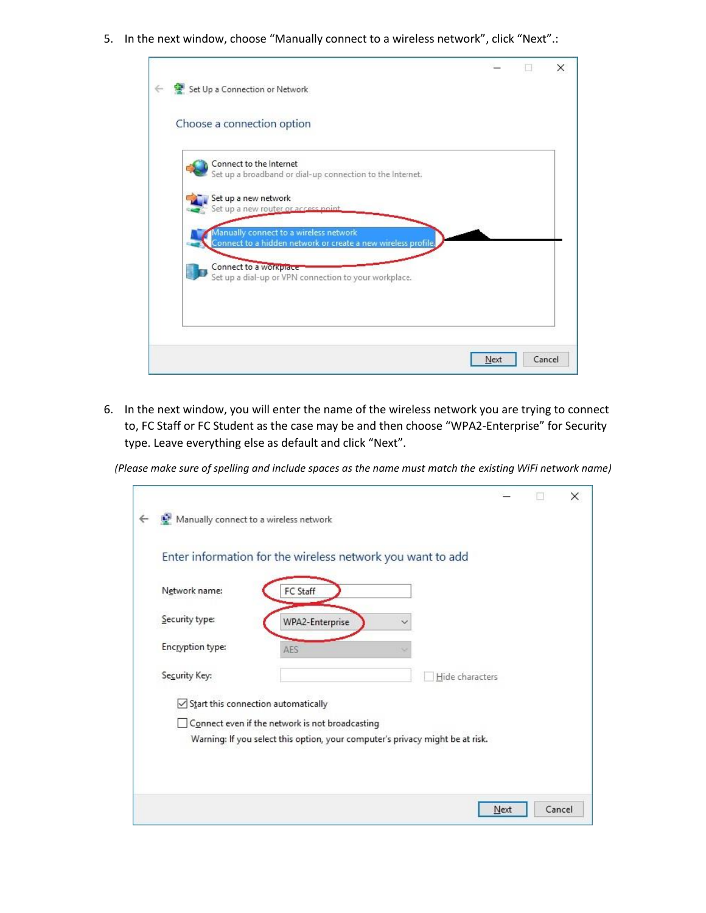5. In the next window, choose “Manually connect to a wireless network”, click “Next”.:

6. In the next window, you will enter the name of the wireless network you are trying to connect to, FC Staff or FC Student as the case may be and then choose “WPA2-Enterprise” for Security type. Leave everything else as default and click “Next”.

*(Please make sure of spelling and include spaces as the name must match the existing WiFi network name)*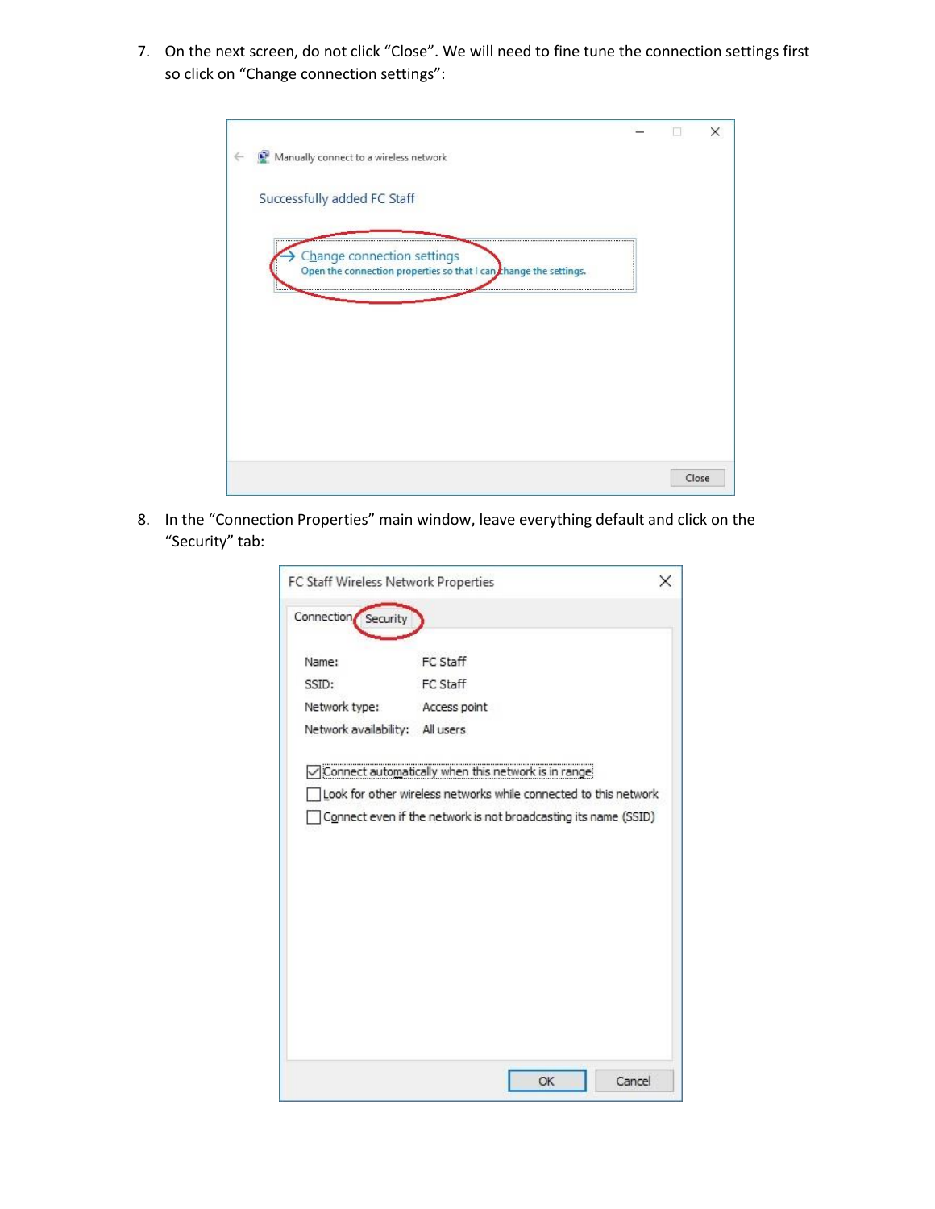7. On the next screen, do not click "Close". We will need to fine tune the connection settings first so click on "Change connection settings":

8. In the "Connection Properties" main window, leave everything default and click on the "Security" tab: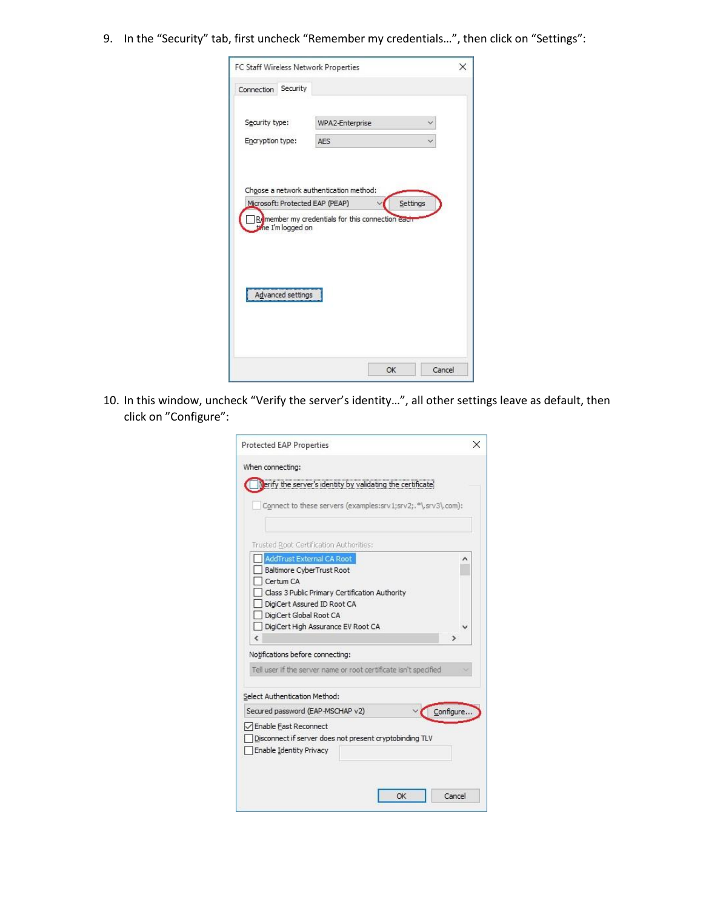9. In the "Security" tab, first uncheck "Remember my credentials…", then click on "Settings":

10. In this window, uncheck "Verify the server's identity…", all other settings leave as default, then click on "Configure":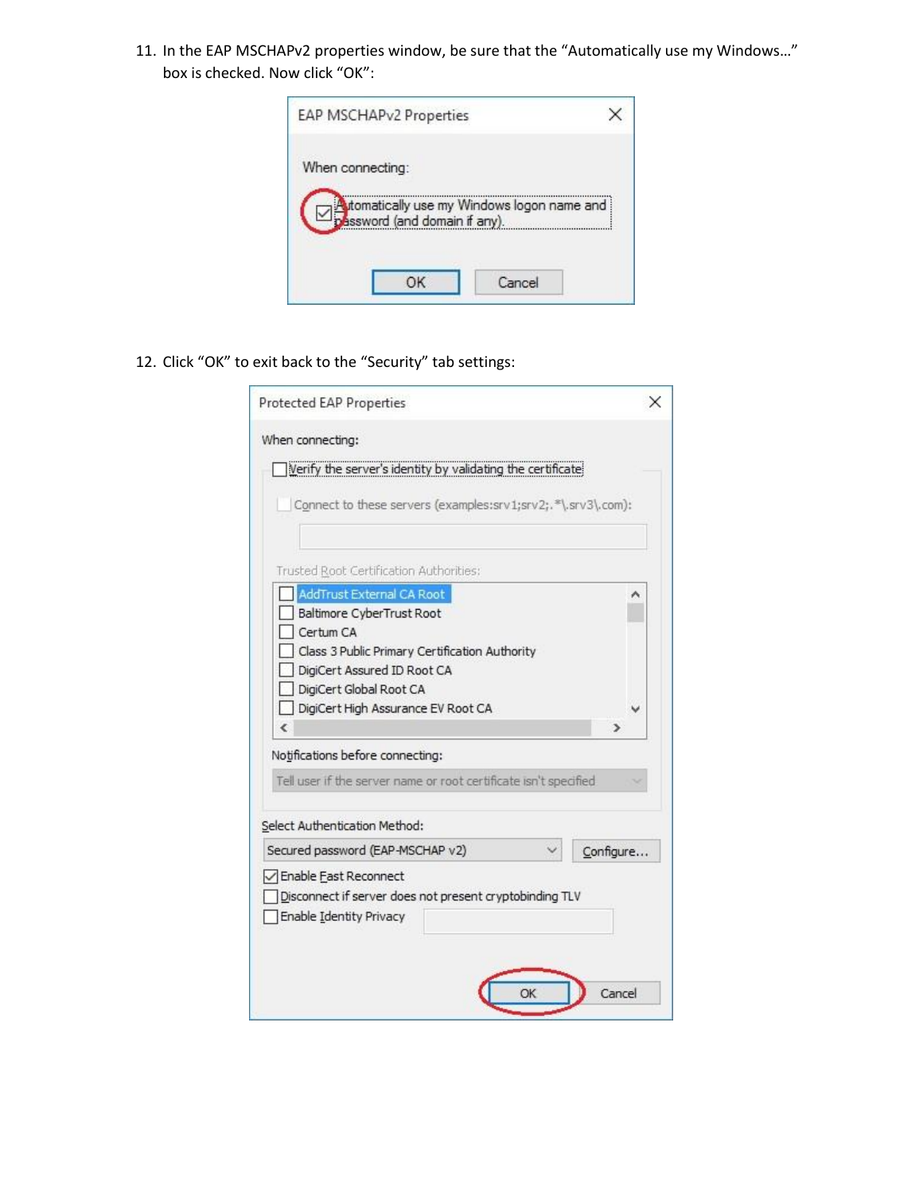11. In the EAP MSCHAPv2 properties window, be sure that the "Automatically use my Windows…" box is checked. Now click "OK":

12. Click "OK" to exit back to the "Security" tab settings: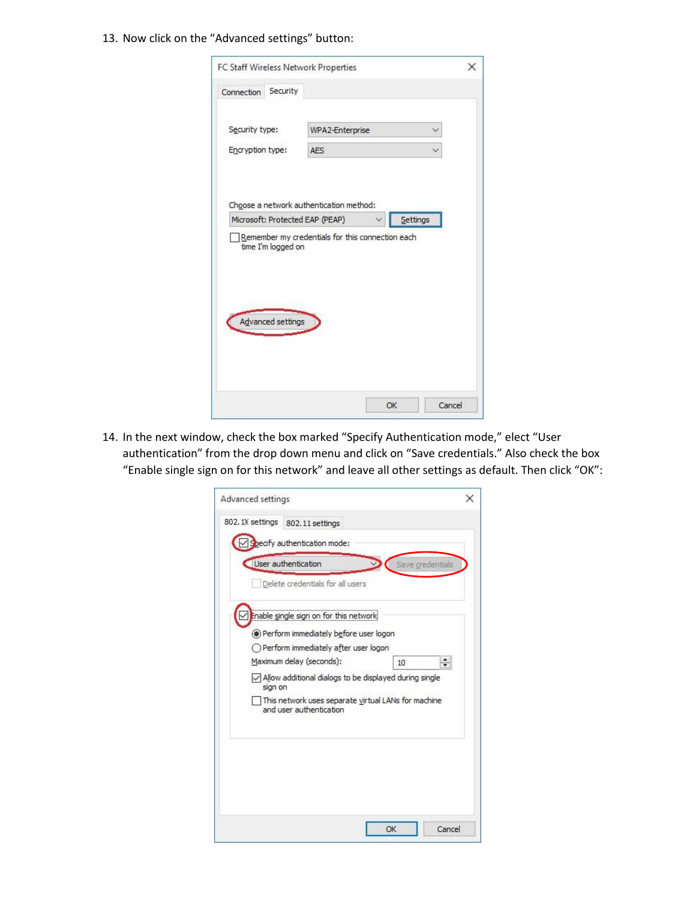13. Now click on the "Advanced settings" button:

14. In the next window, check the box marked "Specify Authentication mode," elect "User authentication" from the drop down menu and click on "Save credentials." Also check the box "Enable single sign on for this network" and leave all other settings as default. Then click "OK":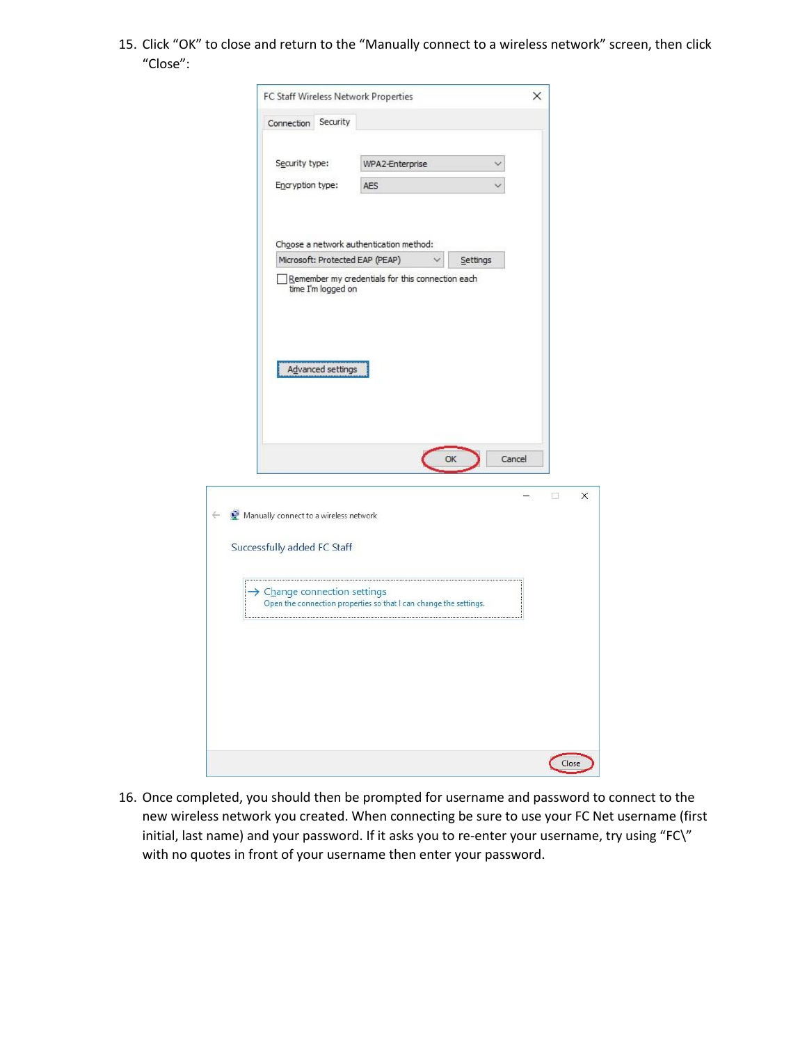15. Click “OK” to close and return to the “Manually connect to a wireless network” screen, then click “Close”:

16. Once completed, you should then be prompted for username and password to connect to the new wireless network you created. When connecting be sure to use your FC Net username (first initial, last name) and your password. If it asks you to re-enter your username, try using “FC\” with no quotes in front of your username then enter your password.